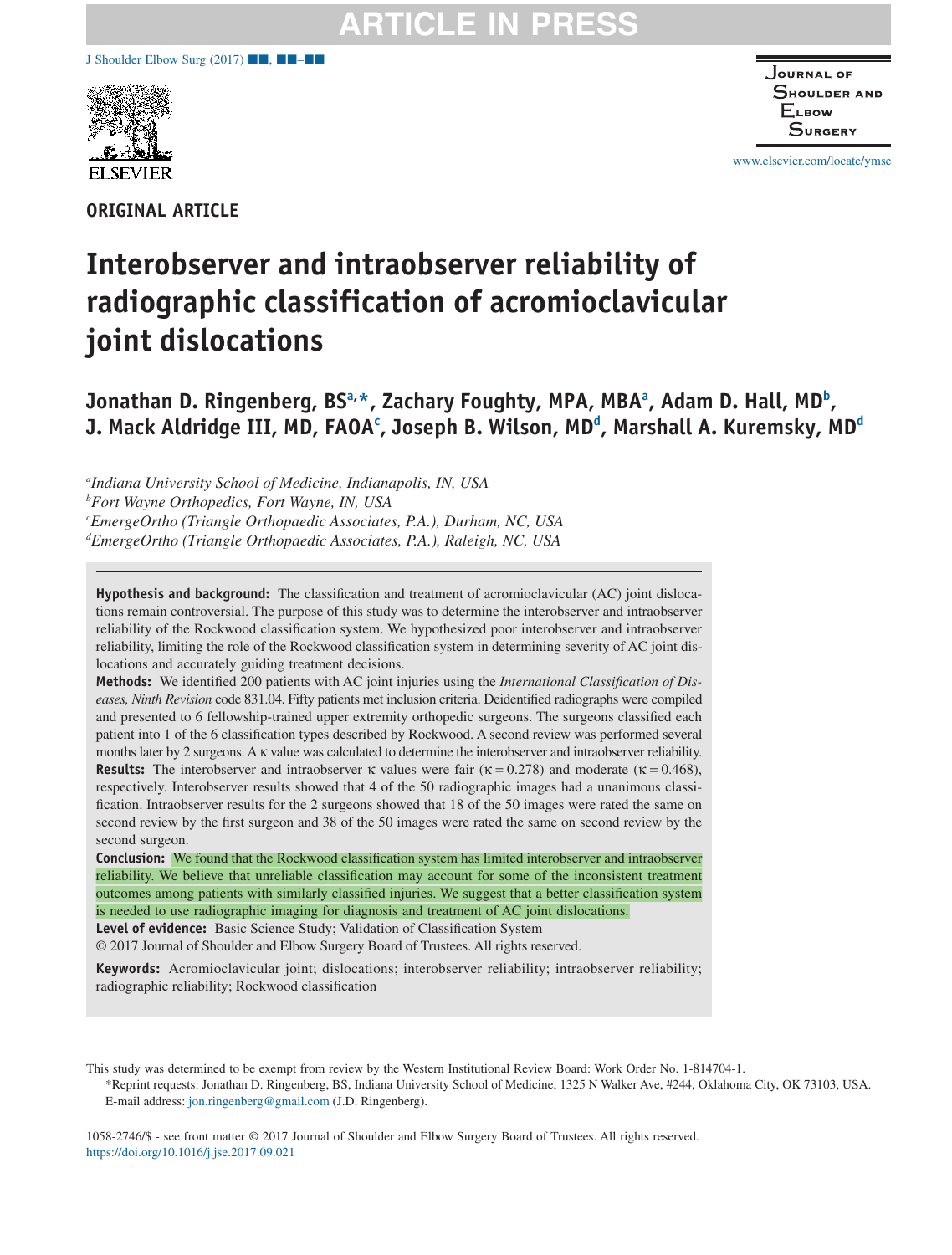ORIGINAL ARTICLE

# Interobserver and intraobserver reliability of radiographic classification of acromioclavicular joint dislocations

**Jonathan D. Ringenberg, BS[a,*], Zachary Foughty, MPA, MBA[a], Adam D. Hall, MD[b], J. Mack Aldridge III, MD, FAOA[c], Joseph B. Wilson, MD[d], Marshall A. Kuremsky, MD[d]**

[a]*Indiana University School of Medicine, Indianapolis, IN, USA*
[b]*Fort Wayne Orthopedics, Fort Wayne, IN, USA*
[c]*EmergeOrtho (Triangle Orthopaedic Associates, P.A.), Durham, NC, USA*
[d]*EmergeOrtho (Triangle Orthopaedic Associates, P.A.), Raleigh, NC, USA*

**Hypothesis and background:** The classification and treatment of acromioclavicular (AC) joint dislocations remain controversial. The purpose of this study was to determine the interobserver and intraobserver reliability of the Rockwood classification system. We hypothesized poor interobserver and intraobserver reliability, limiting the role of the Rockwood classification system in determining severity of AC joint dislocations and accurately guiding treatment decisions.

**Methods:** We identified 200 patients with AC joint injuries using the *International Classification of Diseases, Ninth Revision* code 831.04. Fifty patients met inclusion criteria. Deidentified radiographs were compiled and presented to 6 fellowship-trained upper extremity orthopedic surgeons. The surgeons classified each patient into 1 of the 6 classification types described by Rockwood. A second review was performed several months later by 2 surgeons. A κ value was calculated to determine the interobserver and intraobserver reliability.

**Results:** The interobserver and intraobserver κ values were fair ($\kappa = 0.278$) and moderate ($\kappa = 0.468$), respectively. Interobserver results showed that 4 of the 50 radiographic images had a unanimous classification. Intraobserver results for the 2 surgeons showed that 18 of the 50 images were rated the same on second review by the first surgeon and 38 of the 50 images were rated the same on second review by the second surgeon.

**Conclusion:** We found that the Rockwood classification system has limited interobserver and intraobserver reliability. We believe that unreliable classification may account for some of the inconsistent treatment outcomes among patients with similarly classified injuries. We suggest that a better classification system is needed to use radiographic imaging for diagnosis and treatment of AC joint dislocations.

**Level of evidence:** Basic Science Study; Validation of Classification System

© 2017 Journal of Shoulder and Elbow Surgery Board of Trustees. All rights reserved.

**Keywords:** Acromioclavicular joint; dislocations; interobserver reliability; intraobserver reliability; radiographic reliability; Rockwood classification

This study was determined to be exempt from review by the Western Institutional Review Board: Work Order No. 1-814704-1.

*Reprint requests: Jonathan D. Ringenberg, BS, Indiana University School of Medicine, 1325 N Walker Ave, #244, Oklahoma City, OK 73103, USA.
E-mail address: jon.ringenberg@gmail.com (J.D. Ringenberg).

1058-2746/$ - see front matter © 2017 Journal of Shoulder and Elbow Surgery Board of Trustees. All rights reserved.
https://doi.org/10.1016/j.jse.2017.09.021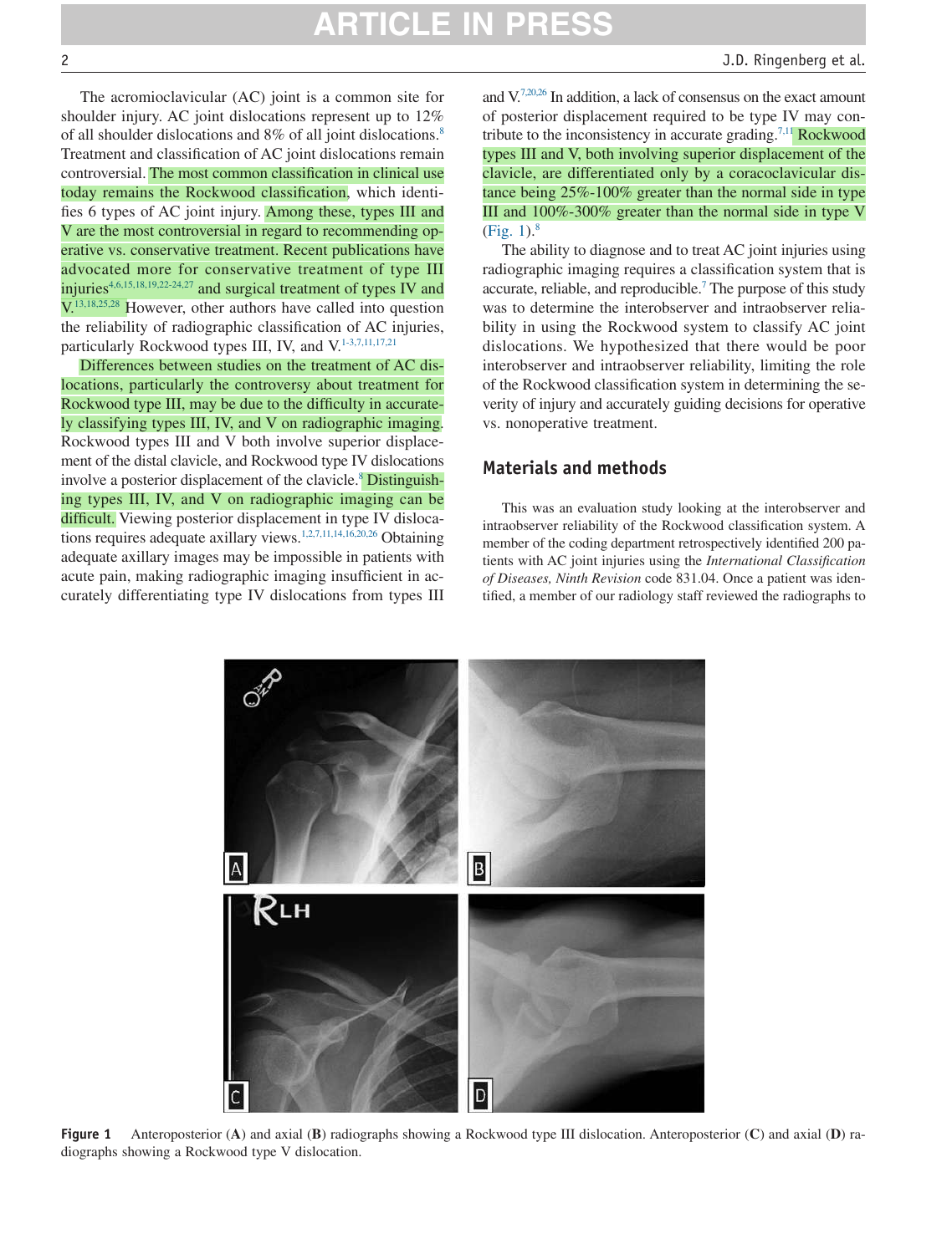The acromioclavicular (AC) joint is a common site for shoulder injury. AC joint dislocations represent up to 12% of all shoulder dislocations and 8% of all joint dislocations.[8] Treatment and classification of AC joint dislocations remain controversial. The most common classification in clinical use today remains the Rockwood classification, which identifies 6 types of AC joint injury. Among these, types III and V are the most controversial in regard to recommending operative vs. conservative treatment. Recent publications have advocated more for conservative treatment of type III injuries[4,6,15,18,19,22-24,27] and surgical treatment of types IV and V.[13,18,25,28] However, other authors have called into question the reliability of radiographic classification of AC injuries, particularly Rockwood types III, IV, and V.[1-3,7,11,17,21]

Differences between studies on the treatment of AC dislocations, particularly the controversy about treatment for Rockwood type III, may be due to the difficulty in accurately classifying types III, IV, and V on radiographic imaging. Rockwood types III and V both involve superior displacement of the distal clavicle, and Rockwood type IV dislocations involve a posterior displacement of the clavicle.[8] Distinguishing types III, IV, and V on radiographic imaging can be difficult. Viewing posterior displacement in type IV dislocations requires adequate axillary views.[1,2,7,11,14,16,20,26] Obtaining adequate axillary images may be impossible in patients with acute pain, making radiographic imaging insufficient in accurately differentiating type IV dislocations from types III and V.[7,20,26] In addition, a lack of consensus on the exact amount of posterior displacement required to be type IV may contribute to the inconsistency in accurate grading.[7,11] Rockwood types III and V, both involving superior displacement of the clavicle, are differentiated only by a coracoclavicular distance being 25%-100% greater than the normal side in type III and 100%-300% greater than the normal side in type V (Fig. 1).[8]

The ability to diagnose and to treat AC joint injuries using radiographic imaging requires a classification system that is accurate, reliable, and reproducible.[7] The purpose of this study was to determine the interobserver and intraobserver reliability in using the Rockwood system to classify AC joint dislocations. We hypothesized that there would be poor interobserver and intraobserver reliability, limiting the role of the Rockwood classification system in determining the severity of injury and accurately guiding decisions for operative vs. nonoperative treatment.

## Materials and methods

This was an evaluation study looking at the interobserver and intraobserver reliability of the Rockwood classification system. A member of the coding department retrospectively identified 200 patients with AC joint injuries using the *International Classification of Diseases, Ninth Revision* code 831.04. Once a patient was identified, a member of our radiology staff reviewed the radiographs to

**Figure 1** Anteroposterior (**A**) and axial (**B**) radiographs showing a Rockwood type III dislocation. Anteroposterior (**C**) and axial (**D**) radiographs showing a Rockwood type V dislocation.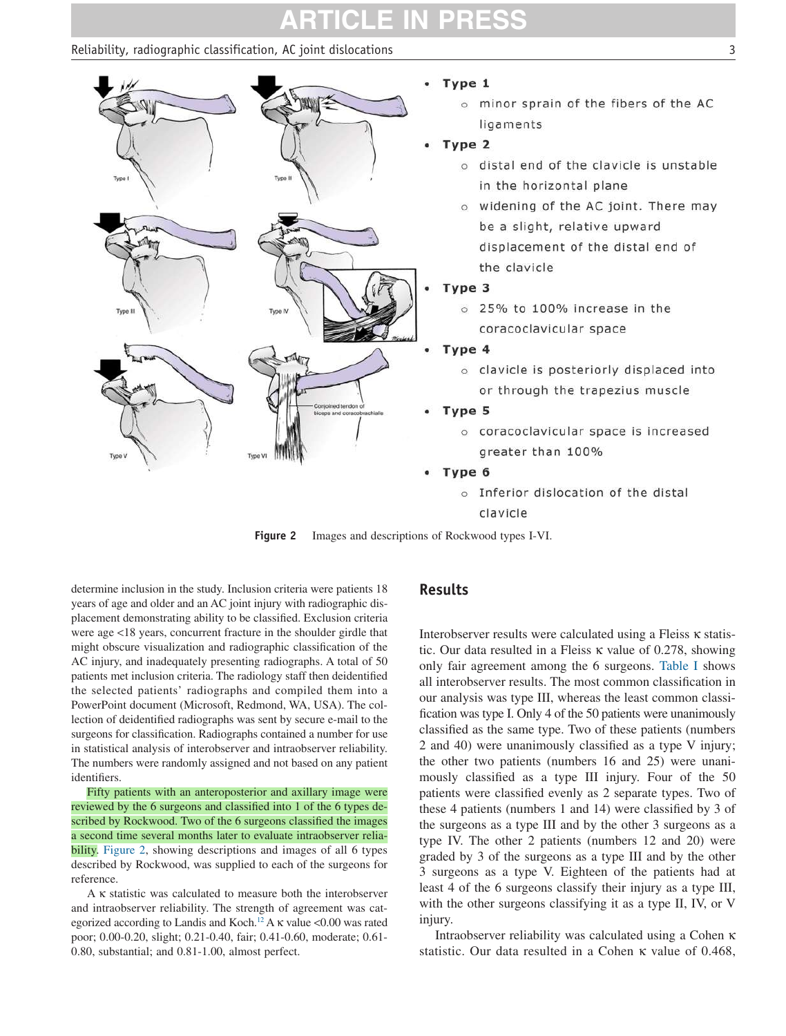- **Type 1**
  - minor sprain of the fibers of the AC ligaments
- **Type 2**
  - distal end of the clavicle is unstable in the horizontal plane
  - widening of the AC joint. There may be a slight, relative upward displacement of the distal end of the clavicle
- **Type 3**
  - 25% to 100% increase in the coracoclavicular space
- **Type 4**
  - clavicle is posteriorly displaced into or through the trapezius muscle
- **Type 5**
  - coracoclavicular space is increased greater than 100%
- **Type 6**
  - Inferior dislocation of the distal clavicle

**Figure 2** Images and descriptions of Rockwood types I-VI.

determine inclusion in the study. Inclusion criteria were patients 18 years of age and older and an AC joint injury with radiographic displacement demonstrating ability to be classified. Exclusion criteria were age <18 years, concurrent fracture in the shoulder girdle that might obscure visualization and radiographic classification of the AC injury, and inadequately presenting radiographs. A total of 50 patients met inclusion criteria. The radiology staff then deidentified the selected patients' radiographs and compiled them into a PowerPoint document (Microsoft, Redmond, WA, USA). The collection of deidentified radiographs was sent by secure e-mail to the surgeons for classification. Radiographs contained a number for use in statistical analysis of interobserver and intraobserver reliability. The numbers were randomly assigned and not based on any patient identifiers.

Fifty patients with an anteroposterior and axillary image were reviewed by the 6 surgeons and classified into 1 of the 6 types described by Rockwood. Two of the 6 surgeons classified the images a second time several months later to evaluate intraobserver reliability. Figure 2, showing descriptions and images of all 6 types described by Rockwood, was supplied to each of the surgeons for reference.

A κ statistic was calculated to measure both the interobserver and intraobserver reliability. The strength of agreement was categorized according to Landis and Koch.[12] A κ value <0.00 was rated poor; 0.00-0.20, slight; 0.21-0.40, fair; 0.41-0.60, moderate; 0.61-0.80, substantial; and 0.81-1.00, almost perfect.

## Results

Interobserver results were calculated using a Fleiss κ statistic. Our data resulted in a Fleiss κ value of 0.278, showing only fair agreement among the 6 surgeons. Table I shows all interobserver results. The most common classification in our analysis was type III, whereas the least common classification was type I. Only 4 of the 50 patients were unanimously classified as the same type. Two of these patients (numbers 2 and 40) were unanimously classified as a type V injury; the other two patients (numbers 16 and 25) were unanimously classified as a type III injury. Four of the 50 patients were classified evenly as 2 separate types. Two of these 4 patients (numbers 1 and 14) were classified by 3 of the surgeons as a type III and by the other 3 surgeons as a type IV. The other 2 patients (numbers 12 and 20) were graded by 3 of the surgeons as a type III and by the other 3 surgeons as a type V. Eighteen of the patients had at least 4 of the 6 surgeons classify their injury as a type III, with the other surgeons classifying it as a type II, IV, or V injury.

Intraobserver reliability was calculated using a Cohen κ statistic. Our data resulted in a Cohen κ value of 0.468,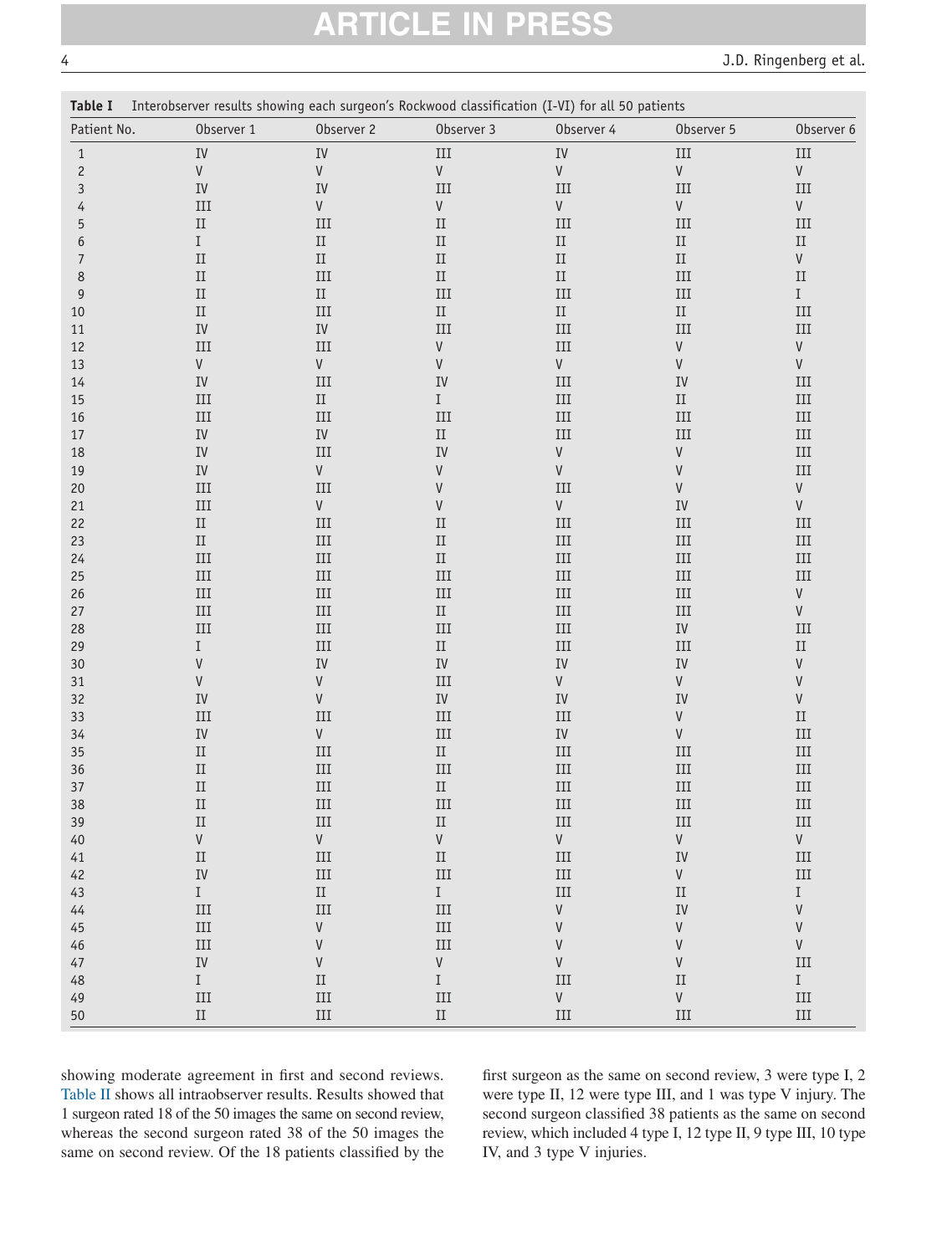**Table I** Interobserver results showing each surgeon's Rockwood classification (I-VI) for all 50 patients

| Patient No. | Observer 1 | Observer 2 | Observer 3 | Observer 4 | Observer 5 | Observer 6 |
|---|---|---|---|---|---|---|
| 1 | IV | IV | III | IV | III | III |
| 2 | V | V | V | V | V | V |
| 3 | IV | IV | III | III | III | III |
| 4 | III | V | V | V | V | V |
| 5 | II | III | II | III | III | III |
| 6 | I | II | II | II | II | II |
| 7 | II | II | II | II | II | V |
| 8 | II | III | II | II | III | II |
| 9 | II | II | III | III | III | I |
| 10 | II | III | II | II | II | III |
| 11 | IV | IV | III | III | III | III |
| 12 | III | III | V | III | V | V |
| 13 | V | V | V | V | V | V |
| 14 | IV | III | IV | III | IV | III |
| 15 | III | II | I | III | II | III |
| 16 | III | III | III | III | III | III |
| 17 | IV | IV | II | III | III | III |
| 18 | IV | III | IV | V | V | III |
| 19 | IV | V | V | V | V | III |
| 20 | III | III | V | III | V | V |
| 21 | III | V | V | V | IV | V |
| 22 | II | III | II | III | III | III |
| 23 | II | III | II | III | III | III |
| 24 | III | III | II | III | III | III |
| 25 | III | III | III | III | III | III |
| 26 | III | III | III | III | III | V |
| 27 | III | III | II | III | III | V |
| 28 | III | III | III | III | IV | III |
| 29 | I | III | II | III | III | II |
| 30 | V | IV | IV | IV | IV | V |
| 31 | V | V | III | V | V | V |
| 32 | IV | V | IV | IV | IV | V |
| 33 | III | III | III | III | V | II |
| 34 | IV | V | III | IV | V | III |
| 35 | II | III | II | III | III | III |
| 36 | II | III | III | III | III | III |
| 37 | II | III | II | III | III | III |
| 38 | II | III | III | III | III | III |
| 39 | II | III | II | III | III | III |
| 40 | V | V | V | V | V | V |
| 41 | II | III | II | III | IV | III |
| 42 | IV | III | III | III | V | III |
| 43 | I | II | I | III | II | I |
| 44 | III | III | III | V | IV | V |
| 45 | III | V | III | V | V | V |
| 46 | III | V | III | V | V | V |
| 47 | IV | V | V | V | V | III |
| 48 | I | II | I | III | II | I |
| 49 | III | III | III | V | V | III |
| 50 | II | III | II | III | III | III |

showing moderate agreement in first and second reviews. Table II shows all intraobserver results. Results showed that 1 surgeon rated 18 of the 50 images the same on second review, whereas the second surgeon rated 38 of the 50 images the same on second review. Of the 18 patients classified by the first surgeon as the same on second review, 3 were type I, 2 were type II, 12 were type III, and 1 was type V injury. The second surgeon classified 38 patients as the same on second review, which included 4 type I, 12 type II, 9 type III, 10 type IV, and 3 type V injuries.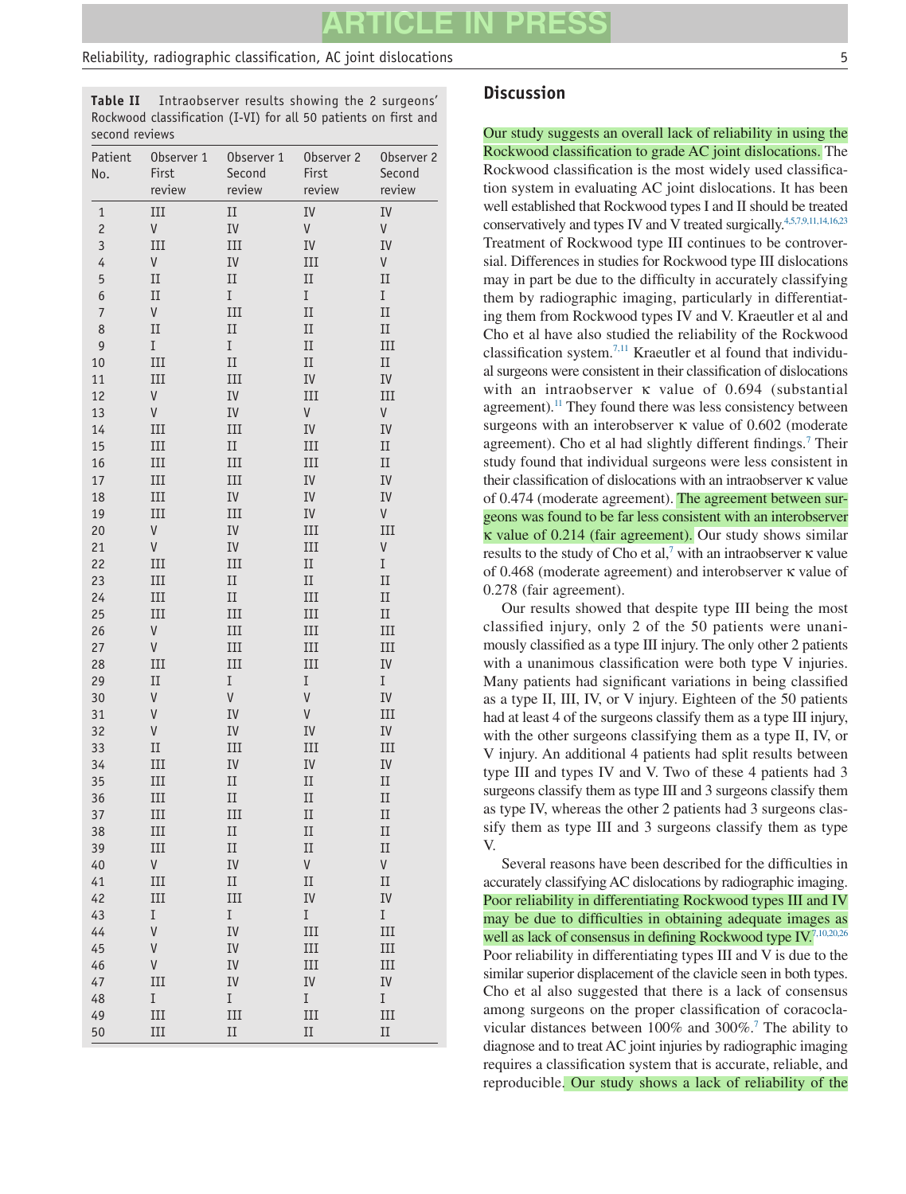**Table II** Intraobserver results showing the 2 surgeons' Rockwood classification (I-VI) for all 50 patients on first and second reviews

| Patient No. | Observer 1 First review | Observer 1 Second review | Observer 2 First review | Observer 2 Second review |
|---|---|---|---|---|
| 1 | III | II | IV | IV |
| 2 | V | IV | V | V |
| 3 | III | III | IV | IV |
| 4 | V | IV | III | V |
| 5 | II | II | II | II |
| 6 | II | I | I | I |
| 7 | V | III | II | II |
| 8 | II | II | II | II |
| 9 | I | I | II | III |
| 10 | III | II | II | II |
| 11 | III | III | IV | IV |
| 12 | V | IV | III | III |
| 13 | V | IV | V | V |
| 14 | III | III | IV | IV |
| 15 | III | II | III | II |
| 16 | III | III | III | II |
| 17 | III | III | IV | IV |
| 18 | III | IV | IV | IV |
| 19 | III | III | IV | V |
| 20 | V | IV | III | III |
| 21 | V | IV | III | V |
| 22 | III | III | II | I |
| 23 | III | II | II | II |
| 24 | III | II | III | II |
| 25 | III | III | III | II |
| 26 | V | III | III | III |
| 27 | V | III | III | III |
| 28 | III | III | III | IV |
| 29 | II | I | I | I |
| 30 | V | V | V | IV |
| 31 | V | IV | V | III |
| 32 | V | IV | IV | IV |
| 33 | II | III | III | III |
| 34 | III | IV | IV | IV |
| 35 | III | II | II | II |
| 36 | III | II | II | II |
| 37 | III | III | II | II |
| 38 | III | II | II | II |
| 39 | III | II | II | II |
| 40 | V | IV | V | V |
| 41 | III | II | II | II |
| 42 | III | III | IV | IV |
| 43 | I | I | I | I |
| 44 | V | IV | III | III |
| 45 | V | IV | III | III |
| 46 | V | IV | III | III |
| 47 | III | IV | IV | IV |
| 48 | I | I | I | I |
| 49 | III | III | III | III |
| 50 | III | II | II | II |

## Discussion

Our study suggests an overall lack of reliability in using the Rockwood classification to grade AC joint dislocations. The Rockwood classification is the most widely used classification system in evaluating AC joint dislocations. It has been well established that Rockwood types I and II should be treated conservatively and types IV and V treated surgically.[4,5,7,9,11,14,16,23] Treatment of Rockwood type III continues to be controversial. Differences in studies for Rockwood type III dislocations may in part be due to the difficulty in accurately classifying them by radiographic imaging, particularly in differentiating them from Rockwood types IV and V. Kraeutler et al and Cho et al have also studied the reliability of the Rockwood classification system.[7,11] Kraeutler et al found that individual surgeons were consistent in their classification of dislocations with an intraobserver κ value of 0.694 (substantial agreement).[11] They found there was less consistency between surgeons with an interobserver κ value of 0.602 (moderate agreement). Cho et al had slightly different findings.[7] Their study found that individual surgeons were less consistent in their classification of dislocations with an intraobserver κ value of 0.474 (moderate agreement). The agreement between surgeons was found to be far less consistent with an interobserver κ value of 0.214 (fair agreement). Our study shows similar results to the study of Cho et al,[7] with an intraobserver κ value of 0.468 (moderate agreement) and interobserver κ value of 0.278 (fair agreement).

Our results showed that despite type III being the most classified injury, only 2 of the 50 patients were unanimously classified as a type III injury. The only other 2 patients with a unanimous classification were both type V injuries. Many patients had significant variations in being classified as a type II, III, IV, or V injury. Eighteen of the 50 patients had at least 4 of the surgeons classify them as a type III injury, with the other surgeons classifying them as a type II, IV, or V injury. An additional 4 patients had split results between type III and types IV and V. Two of these 4 patients had 3 surgeons classify them as type III and 3 surgeons classify them as type IV, whereas the other 2 patients had 3 surgeons classify them as type III and 3 surgeons classify them as type V.

Several reasons have been described for the difficulties in accurately classifying AC dislocations by radiographic imaging. Poor reliability in differentiating Rockwood types III and IV may be due to difficulties in obtaining adequate images as well as lack of consensus in defining Rockwood type IV.[7,10,20,26] Poor reliability in differentiating types III and V is due to the similar superior displacement of the clavicle seen in both types. Cho et al also suggested that there is a lack of consensus among surgeons on the proper classification of coracoclavicular distances between 100% and 300%.[7] The ability to diagnose and to treat AC joint injuries by radiographic imaging requires a classification system that is accurate, reliable, and reproducible. Our study shows a lack of reliability of the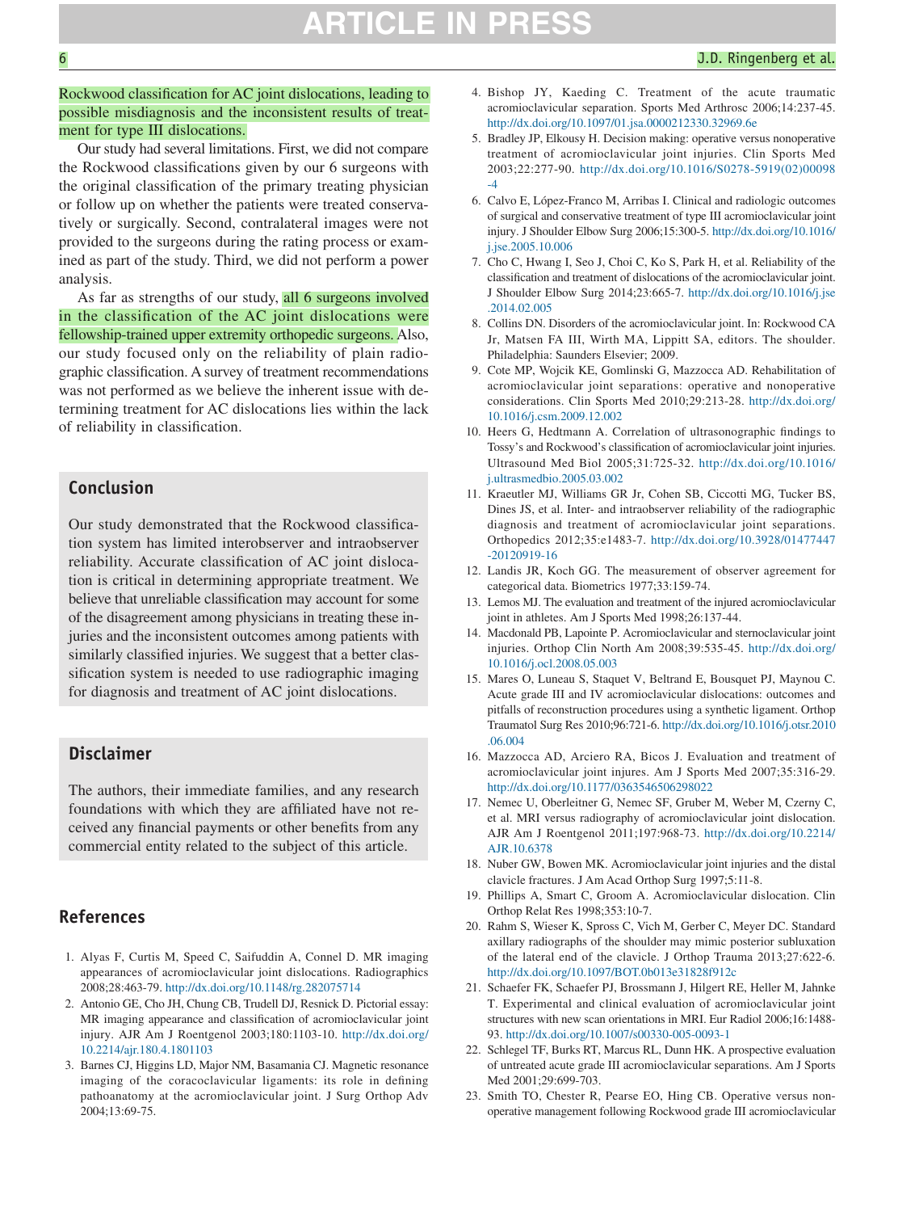Rockwood classification for AC joint dislocations, leading to possible misdiagnosis and the inconsistent results of treatment for type III dislocations.

Our study had several limitations. First, we did not compare the Rockwood classifications given by our 6 surgeons with the original classification of the primary treating physician or follow up on whether the patients were treated conservatively or surgically. Second, contralateral images were not provided to the surgeons during the rating process or examined as part of the study. Third, we did not perform a power analysis.

As far as strengths of our study, all 6 surgeons involved in the classification of the AC joint dislocations were fellowship-trained upper extremity orthopedic surgeons. Also, our study focused only on the reliability of plain radiographic classification. A survey of treatment recommendations was not performed as we believe the inherent issue with determining treatment for AC dislocations lies within the lack of reliability in classification.

## Conclusion

Our study demonstrated that the Rockwood classification system has limited interobserver and intraobserver reliability. Accurate classification of AC joint dislocation is critical in determining appropriate treatment. We believe that unreliable classification may account for some of the disagreement among physicians in treating these injuries and the inconsistent outcomes among patients with similarly classified injuries. We suggest that a better classification system is needed to use radiographic imaging for diagnosis and treatment of AC joint dislocations.

## Disclaimer

The authors, their immediate families, and any research foundations with which they are affiliated have not received any financial payments or other benefits from any commercial entity related to the subject of this article.

## References

1. Alyas F, Curtis M, Speed C, Saifuddin A, Connel D. MR imaging appearances of acromioclavicular joint dislocations. Radiographics 2008;28:463-79. http://dx.doi.org/10.1148/rg.282075714
2. Antonio GE, Cho JH, Chung CB, Trudell DJ, Resnick D. Pictorial essay: MR imaging appearance and classification of acromioclavicular joint injury. AJR Am J Roentgenol 2003;180:1103-10. http://dx.doi.org/10.2214/ajr.180.4.1801103
3. Barnes CJ, Higgins LD, Major NM, Basamania CJ. Magnetic resonance imaging of the coracoclavicular ligaments: its role in defining pathoanatomy at the acromioclavicular joint. J Surg Orthop Adv 2004;13:69-75.
4. Bishop JY, Kaeding C. Treatment of the acute traumatic acromioclavicular separation. Sports Med Arthrosc 2006;14:237-45. http://dx.doi.org/10.1097/01.jsa.0000212330.32969.6e
5. Bradley JP, Elkousy H. Decision making: operative versus nonoperative treatment of acromioclavicular joint injuries. Clin Sports Med 2003;22:277-90. http://dx.doi.org/10.1016/S0278-5919(02)00098-4
6. Calvo E, López-Franco M, Arribas I. Clinical and radiologic outcomes of surgical and conservative treatment of type III acromioclavicular joint injury. J Shoulder Elbow Surg 2006;15:300-5. http://dx.doi.org/10.1016/j.jse.2005.10.006
7. Cho C, Hwang I, Seo J, Choi C, Ko S, Park H, et al. Reliability of the classification and treatment of dislocations of the acromioclavicular joint. J Shoulder Elbow Surg 2014;23:665-7. http://dx.doi.org/10.1016/j.jse.2014.02.005
8. Collins DN. Disorders of the acromioclavicular joint. In: Rockwood CA Jr, Matsen FA III, Wirth MA, Lippitt SA, editors. The shoulder. Philadelphia: Saunders Elsevier; 2009.
9. Cote MP, Wojcik KE, Gomlinski G, Mazzocca AD. Rehabilitation of acromioclavicular joint separations: operative and nonoperative considerations. Clin Sports Med 2010;29:213-28. http://dx.doi.org/10.1016/j.csm.2009.12.002
10. Heers G, Hedtmann A. Correlation of ultrasonographic findings to Tossy's and Rockwood's classification of acromioclavicular joint injuries. Ultrasound Med Biol 2005;31:725-32. http://dx.doi.org/10.1016/j.ultrasmedbio.2005.03.002
11. Kraeutler MJ, Williams GR Jr, Cohen SB, Ciccotti MG, Tucker BS, Dines JS, et al. Inter- and intraobserver reliability of the radiographic diagnosis and treatment of acromioclavicular joint separations. Orthopedics 2012;35:e1483-7. http://dx.doi.org/10.3928/01477447-20120919-16
12. Landis JR, Koch GG. The measurement of observer agreement for categorical data. Biometrics 1977;33:159-74.
13. Lemos MJ. The evaluation and treatment of the injured acromioclavicular joint in athletes. Am J Sports Med 1998;26:137-44.
14. Macdonald PB, Lapointe P. Acromioclavicular and sternoclavicular joint injuries. Orthop Clin North Am 2008;39:535-45. http://dx.doi.org/10.1016/j.ocl.2008.05.003
15. Mares O, Luneau S, Staquet V, Beltrand E, Bousquet PJ, Maynou C. Acute grade III and IV acromioclavicular dislocations: outcomes and pitfalls of reconstruction procedures using a synthetic ligament. Orthop Traumatol Surg Res 2010;96:721-6. http://dx.doi.org/10.1016/j.otsr.2010.06.004
16. Mazzocca AD, Arciero RA, Bicos J. Evaluation and treatment of acromioclavicular joint injures. Am J Sports Med 2007;35:316-29. http://dx.doi.org/10.1177/0363546506298022
17. Nemec U, Oberleitner G, Nemec SF, Gruber M, Weber M, Czerny C, et al. MRI versus radiography of acromioclavicular joint dislocation. AJR Am J Roentgenol 2011;197:968-73. http://dx.doi.org/10.2214/AJR.10.6378
18. Nuber GW, Bowen MK. Acromioclavicular joint injuries and the distal clavicle fractures. J Am Acad Orthop Surg 1997;5:11-8.
19. Phillips A, Smart C, Groom A. Acromioclavicular dislocation. Clin Orthop Relat Res 1998;353:10-7.
20. Rahm S, Wieser K, Spross C, Vich M, Gerber C, Meyer DC. Standard axillary radiographs of the shoulder may mimic posterior subluxation of the lateral end of the clavicle. J Orthop Trauma 2013;27:622-6. http://dx.doi.org/10.1097/BOT.0b013e31828f912c
21. Schaefer FK, Schaefer PJ, Brossmann J, Hilgert RE, Heller M, Jahnke T. Experimental and clinical evaluation of acromioclavicular joint structures with new scan orientations in MRI. Eur Radiol 2006;16:1488-93. http://dx.doi.org/10.1007/s00330-005-0093-1
22. Schlegel TF, Burks RT, Marcus RL, Dunn HK. A prospective evaluation of untreated acute grade III acromioclavicular separations. Am J Sports Med 2001;29:699-703.
23. Smith TO, Chester R, Pearse EO, Hing CB. Operative versus non-operative management following Rockwood grade III acromioclavicular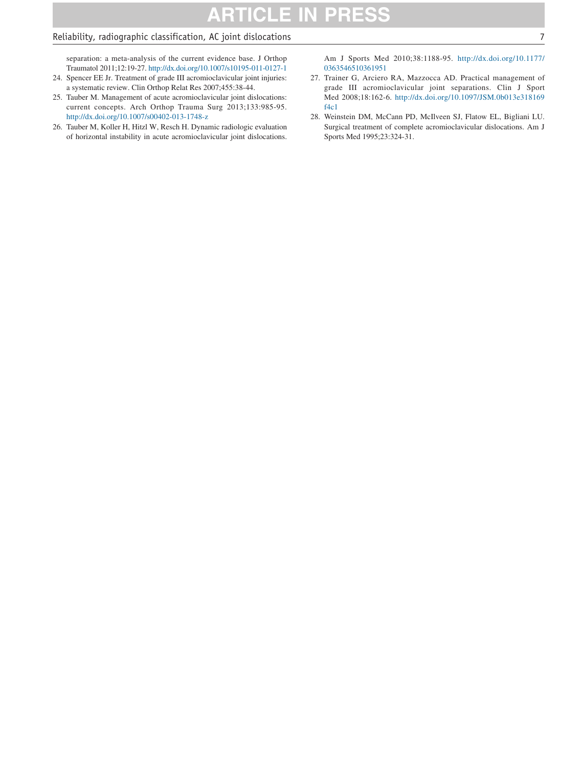separation: a meta-analysis of the current evidence base. J Orthop Traumatol 2011;12:19-27. http://dx.doi.org/10.1007/s10195-011-0127-1

24. Spencer EE Jr. Treatment of grade III acromioclavicular joint injuries: a systematic review. Clin Orthop Relat Res 2007;455:38-44.
25. Tauber M. Management of acute acromioclavicular joint dislocations: current concepts. Arch Orthop Trauma Surg 2013;133:985-95. http://dx.doi.org/10.1007/s00402-013-1748-z
26. Tauber M, Koller H, Hitzl W, Resch H. Dynamic radiologic evaluation of horizontal instability in acute acromioclavicular joint dislocations. Am J Sports Med 2010;38:1188-95. http://dx.doi.org/10.1177/0363546510361951
27. Trainer G, Arciero RA, Mazzocca AD. Practical management of grade III acromioclavicular joint separations. Clin J Sport Med 2008;18:162-6. http://dx.doi.org/10.1097/JSM.0b013e318169f4c1
28. Weinstein DM, McCann PD, McIlveen SJ, Flatow EL, Bigliani LU. Surgical treatment of complete acromioclavicular dislocations. Am J Sports Med 1995;23:324-31.